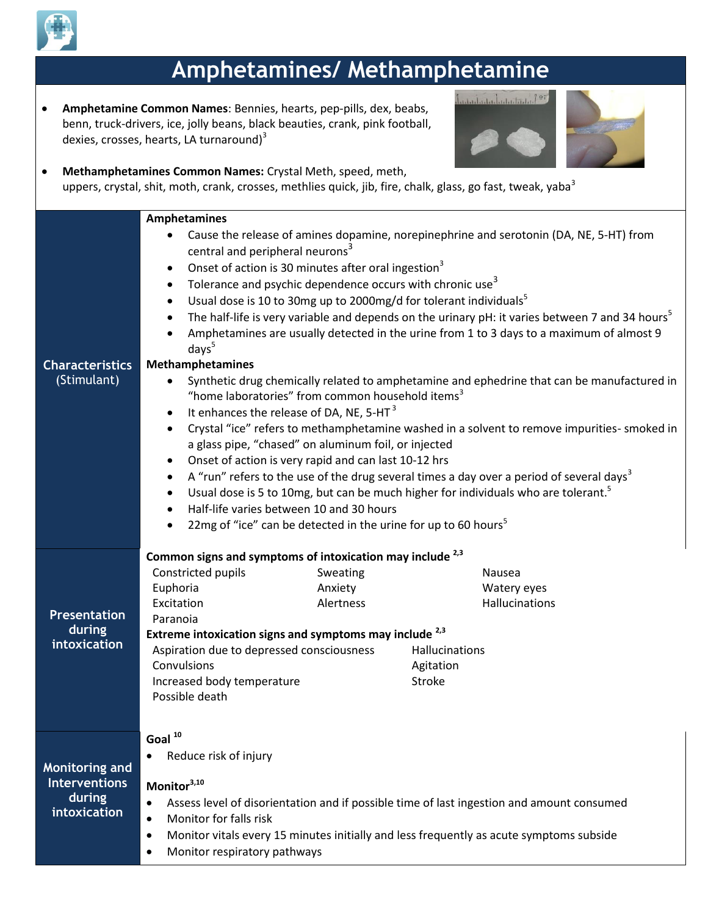# Amphetamines/ Methamphetamine

- **Amphetamine Common Names**: Bennies, hearts, pep-pills, dex, beabs, benn, truck-drivers, ice, jolly beans, black beauties, crank, pink football, dexies, crosses, hearts, LA turnaround)[3]
- **Methamphetamines Common Names:** Crystal Meth, speed, meth, uppers, crystal, shit, moth, crank, crosses, methlies quick, jib, fire, chalk, glass, go fast, tweak, yaba[3]

## Characteristics (Stimulant)

**Amphetamines**

- Cause the release of amines dopamine, norepinephrine and serotonin (DA, NE, 5-HT) from central and peripheral neurons[3]
- Onset of action is 30 minutes after oral ingestion[3]
- Tolerance and psychic dependence occurs with chronic use[3]
- Usual dose is 10 to 30mg up to 2000mg/d for tolerant individuals[5]
- The half-life is very variable and depends on the urinary pH: it varies between 7 and 34 hours[5]
- Amphetamines are usually detected in the urine from 1 to 3 days to a maximum of almost 9 days[5]

**Methamphetamines**

- Synthetic drug chemically related to amphetamine and ephedrine that can be manufactured in "home laboratories" from common household items[3]
- It enhances the release of DA, NE, 5-HT [3]
- Crystal "ice" refers to methamphetamine washed in a solvent to remove impurities- smoked in a glass pipe, "chased" on aluminum foil, or injected
- Onset of action is very rapid and can last 10-12 hrs
- A "run" refers to the use of the drug several times a day over a period of several days[3]
- Usual dose is 5 to 10mg, but can be much higher for individuals who are tolerant.[5]
- Half-life varies between 10 and 30 hours
- 22mg of "ice" can be detected in the urine for up to 60 hours[5]

## Presentation during intoxication

**Common signs and symptoms of intoxication may include [2,3]**

- Constricted pupils
- Euphoria
- Excitation
- Paranoia
- Sweating
- Anxiety
- Alertness
- Nausea
- Watery eyes
- Hallucinations

**Extreme intoxication signs and symptoms may include [2,3]**

- Aspiration due to depressed consciousness
- Convulsions
- Increased body temperature
- Possible death
- Hallucinations
- Agitation
- Stroke

## Monitoring and Interventions during intoxication

**Goal [10]**

- Reduce risk of injury

**Monitor[3,10]**

- Assess level of disorientation and if possible time of last ingestion and amount consumed
- Monitor for falls risk
- Monitor vitals every 15 minutes initially and less frequently as acute symptoms subside
- Monitor respiratory pathways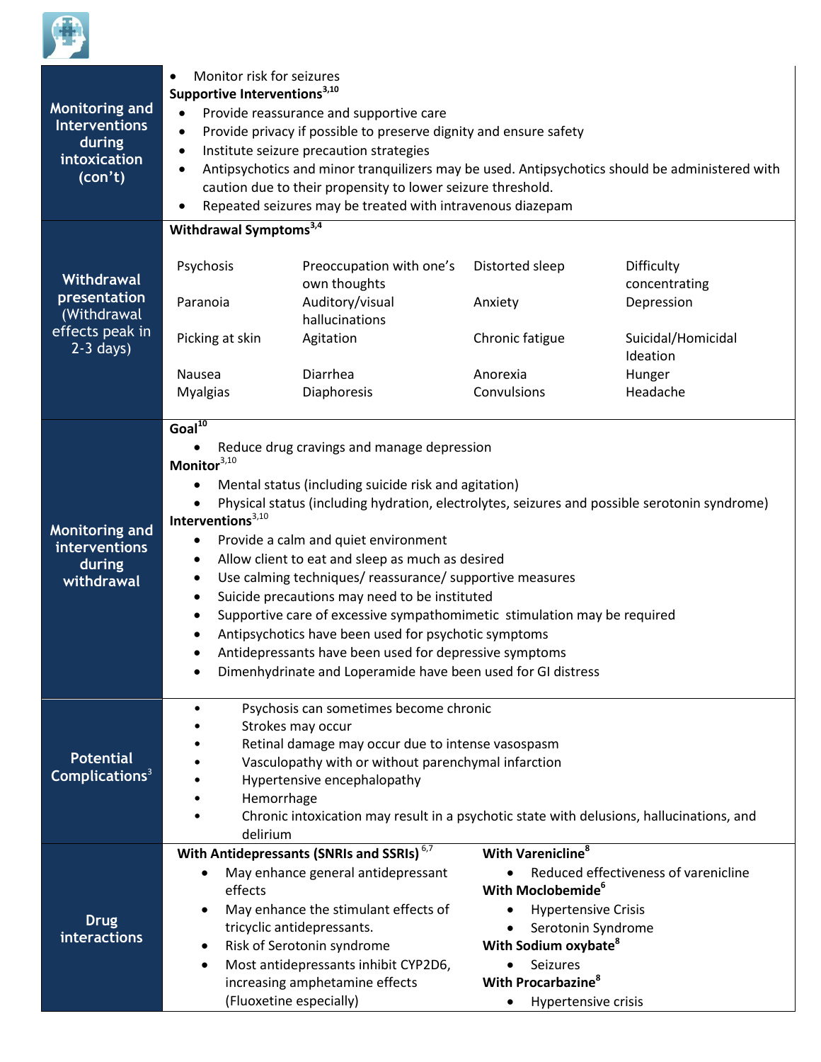| | |
|---|---|
| **Monitoring and Interventions during intoxication (con't)** | • Monitor risk for seizures<br>**Supportive Interventions[3,10]**<br>• Provide reassurance and supportive care<br>• Provide privacy if possible to preserve dignity and ensure safety<br>• Institute seizure precaution strategies<br>• Antipsychotics and minor tranquilizers may be used. Antipsychotics should be administered with caution due to their propensity to lower seizure threshold.<br>• Repeated seizures may be treated with intravenous diazepam |
| **Withdrawal presentation** (Withdrawal effects peak in 2-3 days) | **Withdrawal Symptoms[3,4]**<br>Psychosis; Preoccupation with one's own thoughts; Distorted sleep; Difficulty concentrating<br>Paranoia; Auditory/visual hallucinations; Anxiety; Depression<br>Picking at skin; Agitation; Chronic fatigue; Suicidal/Homicidal Ideation<br>Nausea; Diarrhea; Anorexia; Hunger<br>Myalgias; Diaphoresis; Convulsions; Headache |
| **Monitoring and interventions during withdrawal** | **Goal[10]**<br>• Reduce drug cravings and manage depression<br>**Monitor[3,10]**<br>• Mental status (including suicide risk and agitation)<br>• Physical status (including hydration, electrolytes, seizures and possible serotonin syndrome)<br>**Interventions[3,10]**<br>• Provide a calm and quiet environment<br>• Allow client to eat and sleep as much as desired<br>• Use calming techniques/ reassurance/ supportive measures<br>• Suicide precautions may need to be instituted<br>• Supportive care of excessive sympathomimetic stimulation may be required<br>• Antipsychotics have been used for psychotic symptoms<br>• Antidepressants have been used for depressive symptoms<br>• Dimenhydrinate and Loperamide have been used for GI distress |
| **Potential Complications[3]** | • Psychosis can sometimes become chronic<br>• Strokes may occur<br>• Retinal damage may occur due to intense vasospasm<br>• Vasculopathy with or without parenchymal infarction<br>• Hypertensive encephalopathy<br>• Hemorrhage<br>• Chronic intoxication may result in a psychotic state with delusions, hallucinations, and delirium |
| **Drug interactions** | **With Antidepressants (SNRIs and SSRIs)[6,7]**<br>• May enhance general antidepressant effects<br>• May enhance the stimulant effects of tricyclic antidepressants.<br>• Risk of Serotonin syndrome<br>• Most antidepressants inhibit CYP2D6, increasing amphetamine effects (Fluoxetine especially)<br>**With Varenicline[8]**<br>• Reduced effectiveness of varenicline<br>**With Moclobemide[6]**<br>• Hypertensive Crisis<br>• Serotonin Syndrome<br>**With Sodium oxybate[8]**<br>• Seizures<br>**With Procarbazine[8]**<br>• Hypertensive crisis |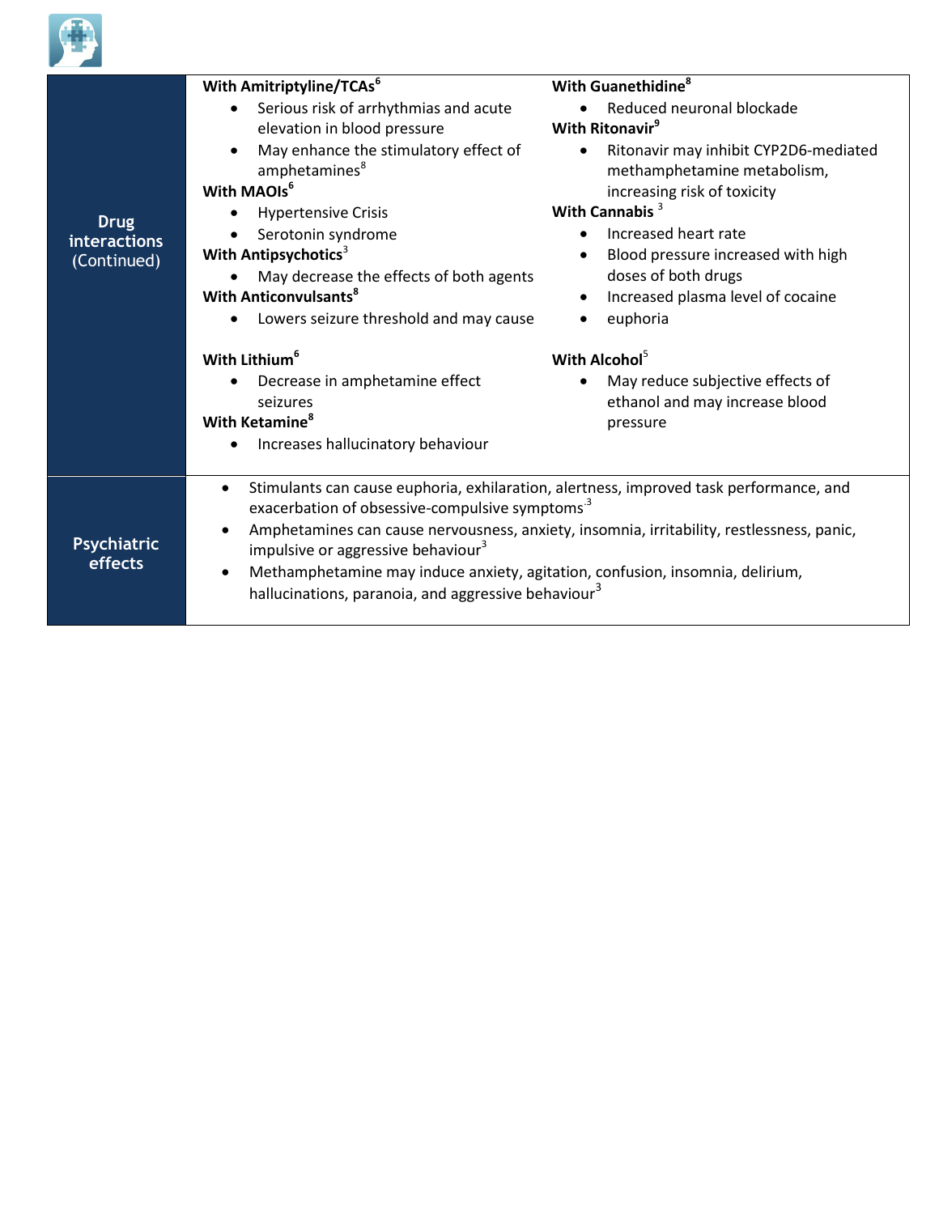| | |
|---|---|
| **Drug interactions (Continued)** | **With Amitriptyline/TCAs**[6]<br>• Serious risk of arrhythmias and acute elevation in blood pressure<br>• May enhance the stimulatory effect of amphetamines[8]<br>**With MAOIs**[6]<br>• Hypertensive Crisis<br>• Serotonin syndrome<br>**With Antipsychotics**[3]<br>• May decrease the effects of both agents<br>**With Anticonvulsants**[8]<br>• Lowers seizure threshold and may cause seizures<br>**With Lithium**[6]<br>• Decrease in amphetamine effect<br>**With Ketamine**[8]<br>• Increases hallucinatory behaviour<br>**With Guanethidine**[8]<br>• Reduced neuronal blockade<br>**With Ritonavir**[9]<br>• Ritonavir may inhibit CYP2D6-mediated methamphetamine metabolism, increasing risk of toxicity<br>**With Cannabis** [3]<br>• Increased heart rate<br>• Blood pressure increased with high doses of both drugs<br>• Increased plasma level of cocaine<br>• euphoria<br>**With Alcohol**[5]<br>• May reduce subjective effects of ethanol and may increase blood pressure |
| **Psychiatric effects** | • Stimulants can cause euphoria, exhilaration, alertness, improved task performance, and exacerbation of obsessive-compulsive symptoms[3]<br>• Amphetamines can cause nervousness, anxiety, insomnia, irritability, restlessness, panic, impulsive or aggressive behaviour[3]<br>• Methamphetamine may induce anxiety, agitation, confusion, insomnia, delirium, hallucinations, paranoia, and aggressive behaviour[3] |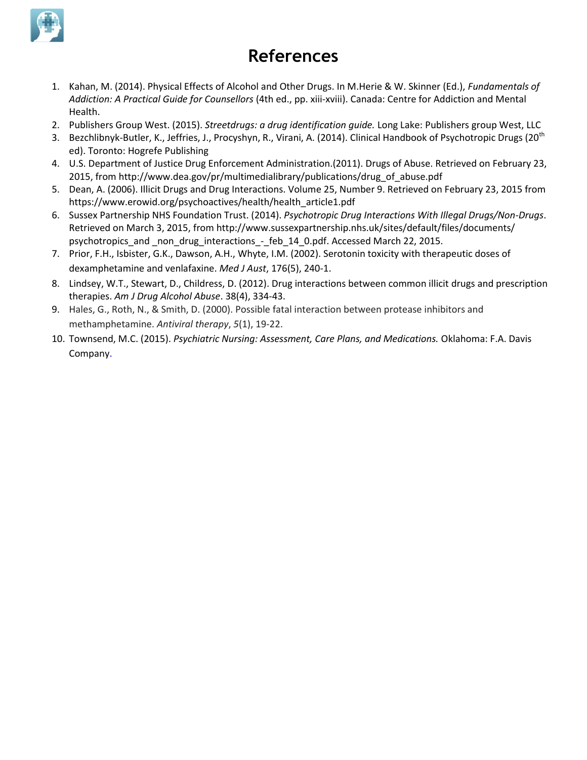# References

1. Kahan, M. (2014). Physical Effects of Alcohol and Other Drugs. In M.Herie & W. Skinner (Ed.), *Fundamentals of Addiction: A Practical Guide for Counsellors* (4th ed., pp. xiii-xviii). Canada: Centre for Addiction and Mental Health.
2. Publishers Group West. (2015). *Streetdrugs: a drug identification guide.* Long Lake: Publishers group West, LLC
3. Bezchlibnyk-Butler, K., Jeffries, J., Procyshyn, R., Virani, A. (2014). Clinical Handbook of Psychotropic Drugs (20th ed). Toronto: Hogrefe Publishing
4. U.S. Department of Justice Drug Enforcement Administration.(2011). Drugs of Abuse. Retrieved on February 23, 2015, from http://www.dea.gov/pr/multimedialibrary/publications/drug_of_abuse.pdf
5. Dean, A. (2006). Illicit Drugs and Drug Interactions. Volume 25, Number 9. Retrieved on February 23, 2015 from https://www.erowid.org/psychoactives/health/health_article1.pdf
6. Sussex Partnership NHS Foundation Trust. (2014). *Psychotropic Drug Interactions With Illegal Drugs/Non-Drugs*. Retrieved on March 3, 2015, from http://www.sussexpartnership.nhs.uk/sites/default/files/documents/psychotropics_and _non_drug_interactions_-_feb_14_0.pdf. Accessed March 22, 2015.
7. Prior, F.H., Isbister, G.K., Dawson, A.H., Whyte, I.M. (2002). Serotonin toxicity with therapeutic doses of dexamphetamine and venlafaxine. *Med J Aust*, 176(5), 240-1.
8. Lindsey, W.T., Stewart, D., Childress, D. (2012). Drug interactions between common illicit drugs and prescription therapies. *Am J Drug Alcohol Abuse*. 38(4), 334-43.
9. Hales, G., Roth, N., & Smith, D. (2000). Possible fatal interaction between protease inhibitors and methamphetamine. *Antiviral therapy*, *5*(1), 19-22.
10. Townsend, M.C. (2015). *Psychiatric Nursing: Assessment, Care Plans, and Medications.* Oklahoma: F.A. Davis Company.